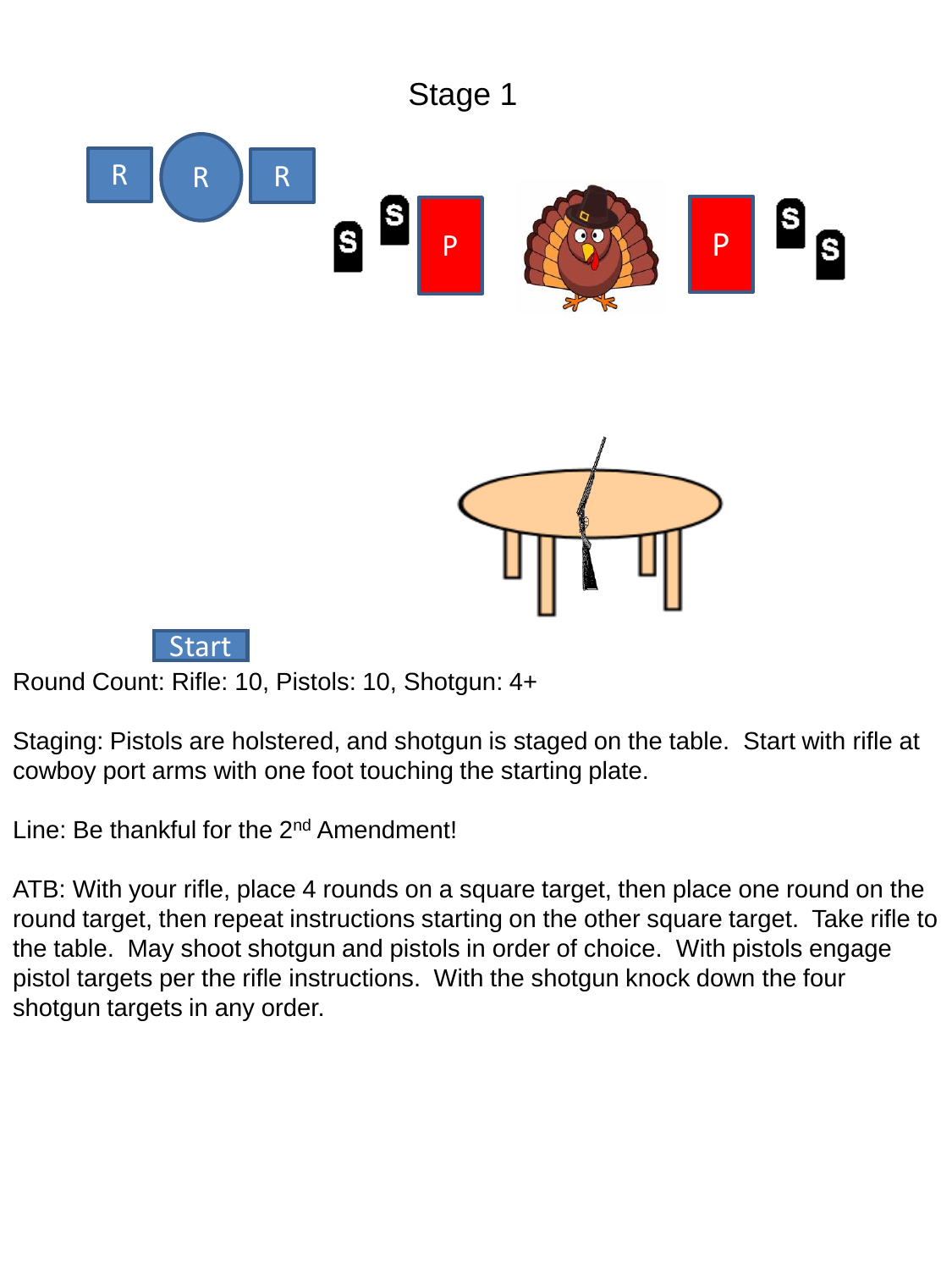# Stage 1

R R R

S S P P S S

Start

Round Count: Rifle: 10, Pistols: 10, Shotgun: 4+

Staging: Pistols are holstered, and shotgun is staged on the table. Start with rifle at cowboy port arms with one foot touching the starting plate.

Line: Be thankful for the 2nd Amendment!

ATB: With your rifle, place 4 rounds on a square target, then place one round on the round target, then repeat instructions starting on the other square target. Take rifle to the table. May shoot shotgun and pistols in order of choice. With pistols engage pistol targets per the rifle instructions. With the shotgun knock down the four shotgun targets in any order.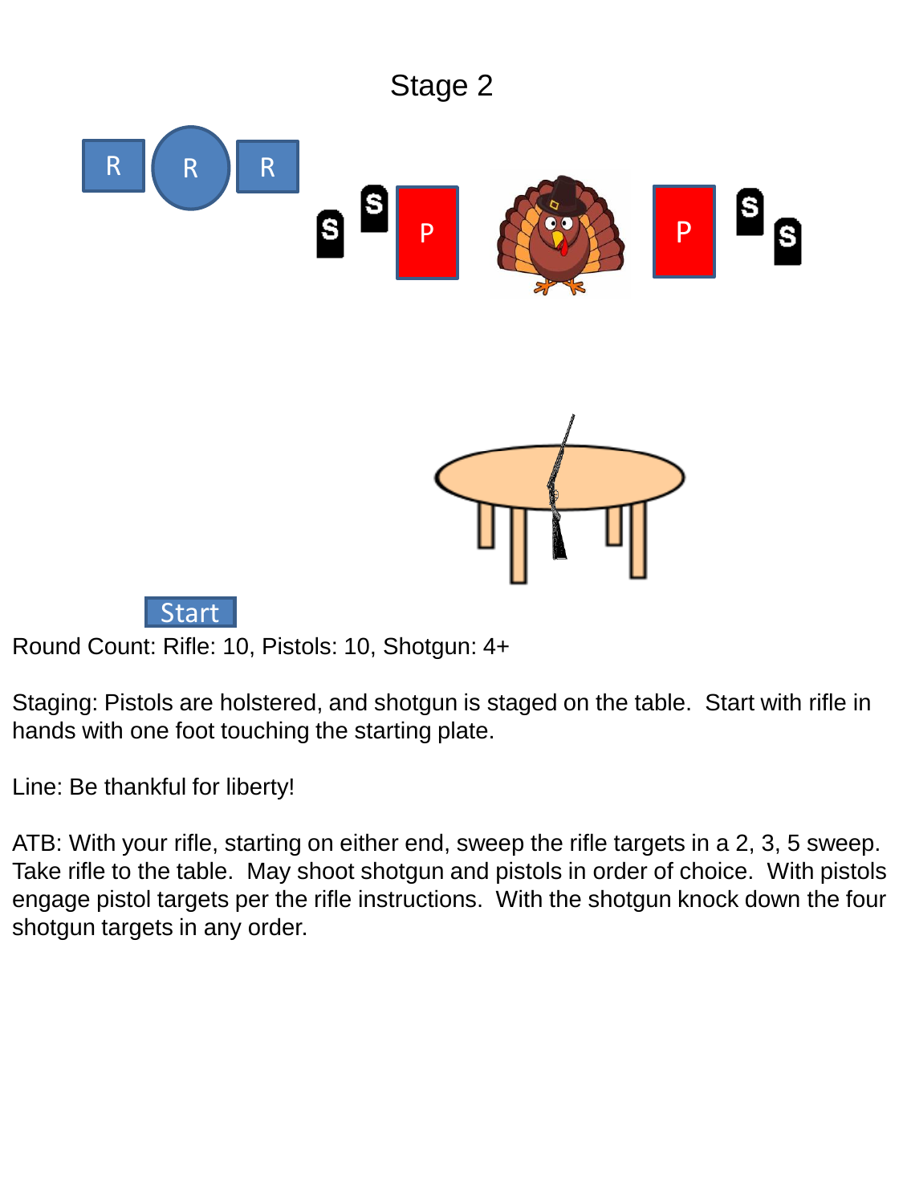# Stage 2

Round Count: Rifle: 10, Pistols: 10, Shotgun: 4+

Staging: Pistols are holstered, and shotgun is staged on the table. Start with rifle in hands with one foot touching the starting plate.

Line: Be thankful for liberty!

ATB: With your rifle, starting on either end, sweep the rifle targets in a 2, 3, 5 sweep. Take rifle to the table. May shoot shotgun and pistols in order of choice. With pistols engage pistol targets per the rifle instructions. With the shotgun knock down the four shotgun targets in any order.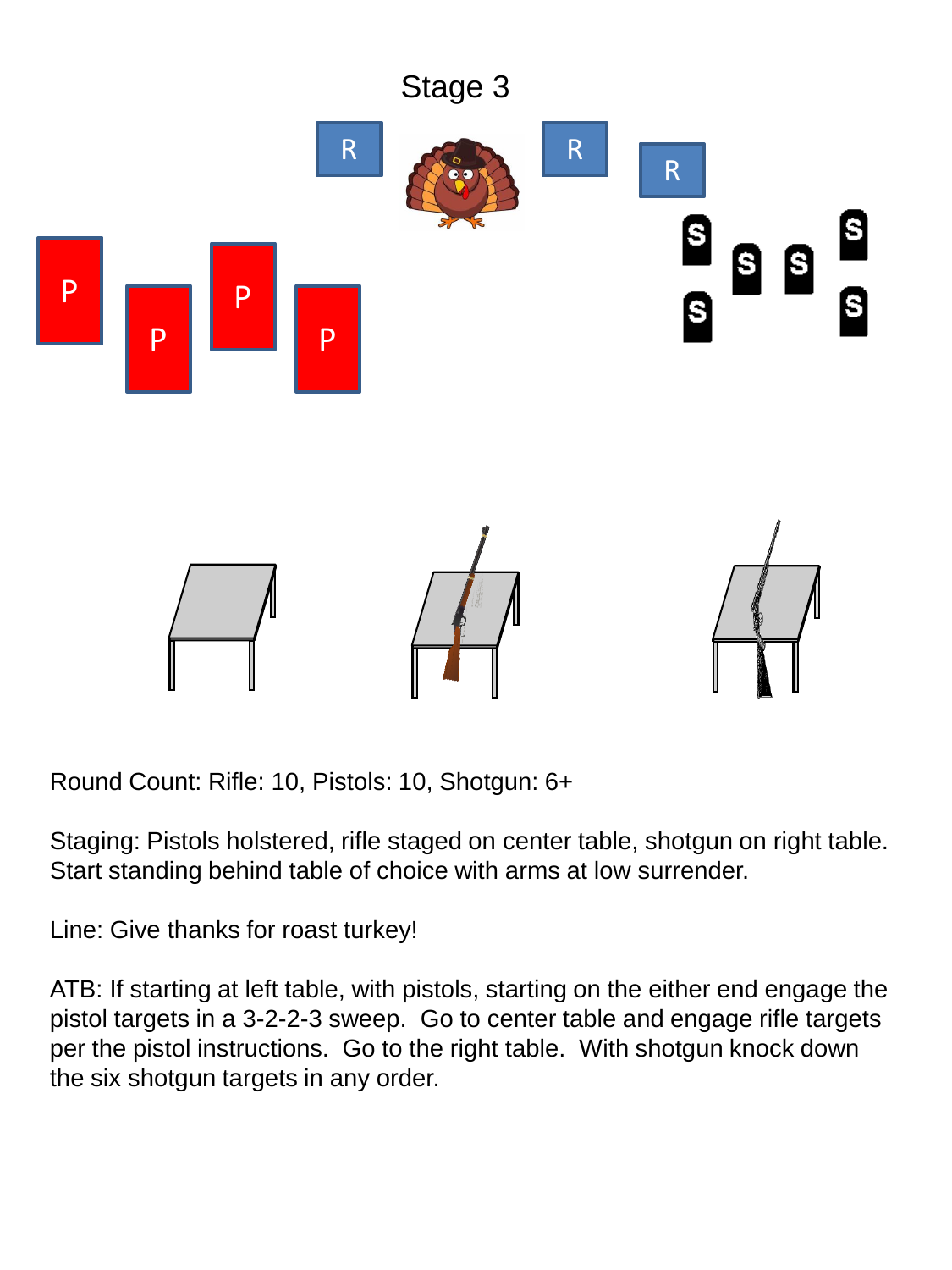# Stage 3

Round Count: Rifle: 10, Pistols: 10, Shotgun: 6+

Staging: Pistols holstered, rifle staged on center table, shotgun on right table. Start standing behind table of choice with arms at low surrender.

Line: Give thanks for roast turkey!

ATB: If starting at left table, with pistols, starting on the either end engage the pistol targets in a 3-2-2-3 sweep. Go to center table and engage rifle targets per the pistol instructions. Go to the right table. With shotgun knock down the six shotgun targets in any order.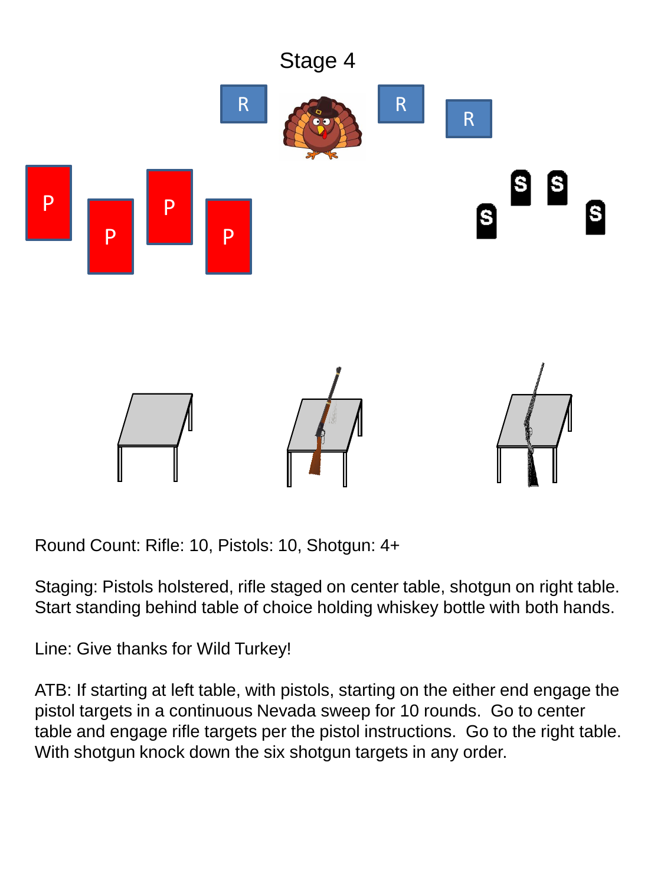# Stage 4

Round Count: Rifle: 10, Pistols: 10, Shotgun: 4+

Staging: Pistols holstered, rifle staged on center table, shotgun on right table. Start standing behind table of choice holding whiskey bottle with both hands.

Line: Give thanks for Wild Turkey!

ATB: If starting at left table, with pistols, starting on the either end engage the pistol targets in a continuous Nevada sweep for 10 rounds. Go to center table and engage rifle targets per the pistol instructions. Go to the right table. With shotgun knock down the six shotgun targets in any order.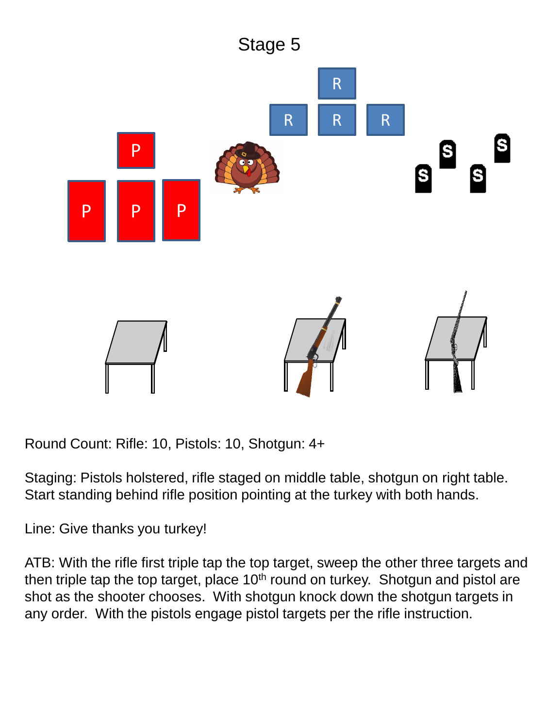# Stage 5

Round Count: Rifle: 10, Pistols: 10, Shotgun: 4+

Staging: Pistols holstered, rifle staged on middle table, shotgun on right table. Start standing behind rifle position pointing at the turkey with both hands.

Line: Give thanks you turkey!

ATB: With the rifle first triple tap the top target, sweep the other three targets and then triple tap the top target, place 10th round on turkey. Shotgun and pistol are shot as the shooter chooses. With shotgun knock down the shotgun targets in any order. With the pistols engage pistol targets per the rifle instruction.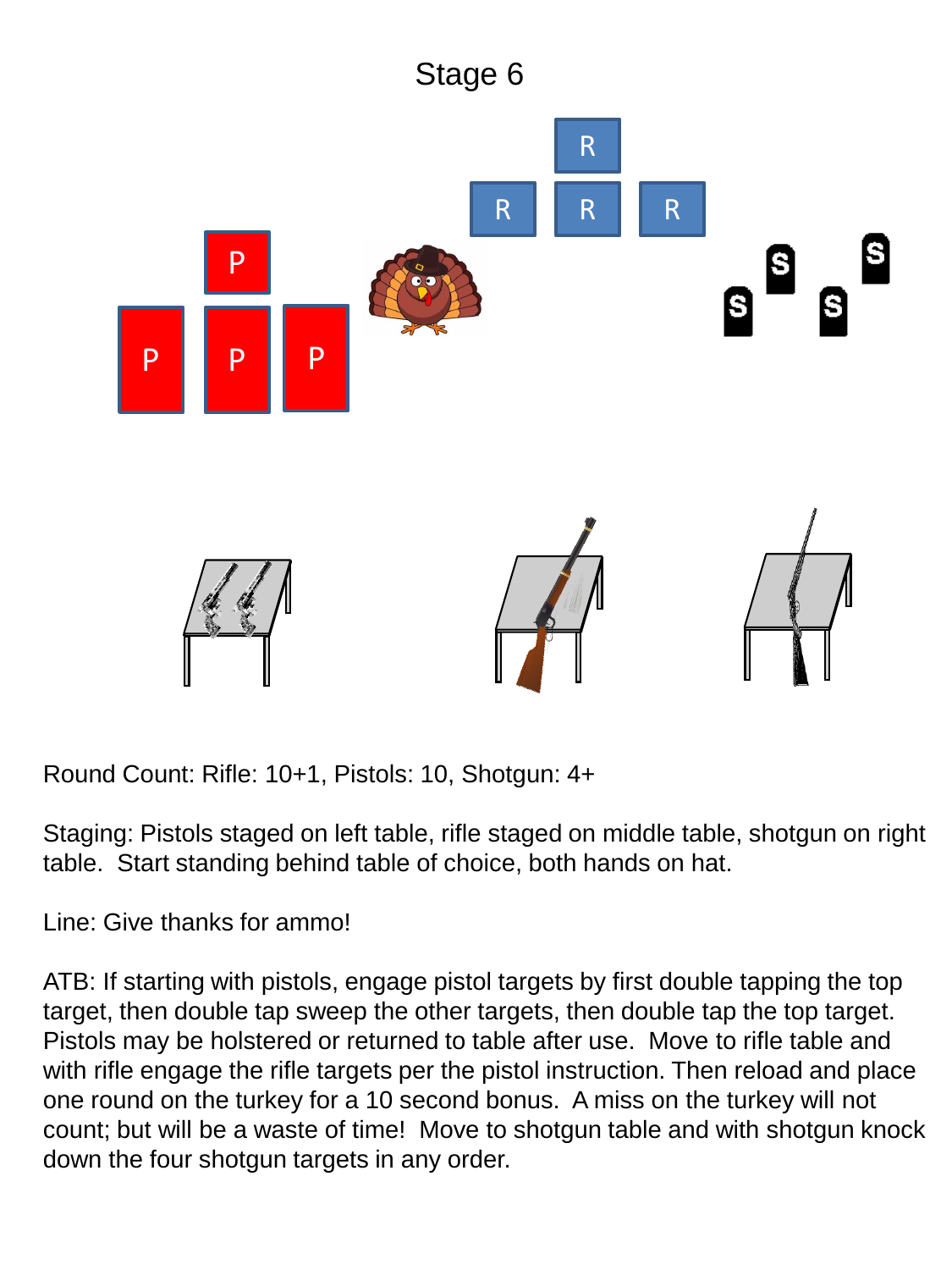# Stage 6

R

R R R

P

P P P

S S S S

Round Count: Rifle: 10+1, Pistols: 10, Shotgun: 4+

Staging: Pistols staged on left table, rifle staged on middle table, shotgun on right table. Start standing behind table of choice, both hands on hat.

Line: Give thanks for ammo!

ATB: If starting with pistols, engage pistol targets by first double tapping the top target, then double tap sweep the other targets, then double tap the top target. Pistols may be holstered or returned to table after use. Move to rifle table and with rifle engage the rifle targets per the pistol instruction. Then reload and place one round on the turkey for a 10 second bonus. A miss on the turkey will not count; but will be a waste of time! Move to shotgun table and with shotgun knock down the four shotgun targets in any order.